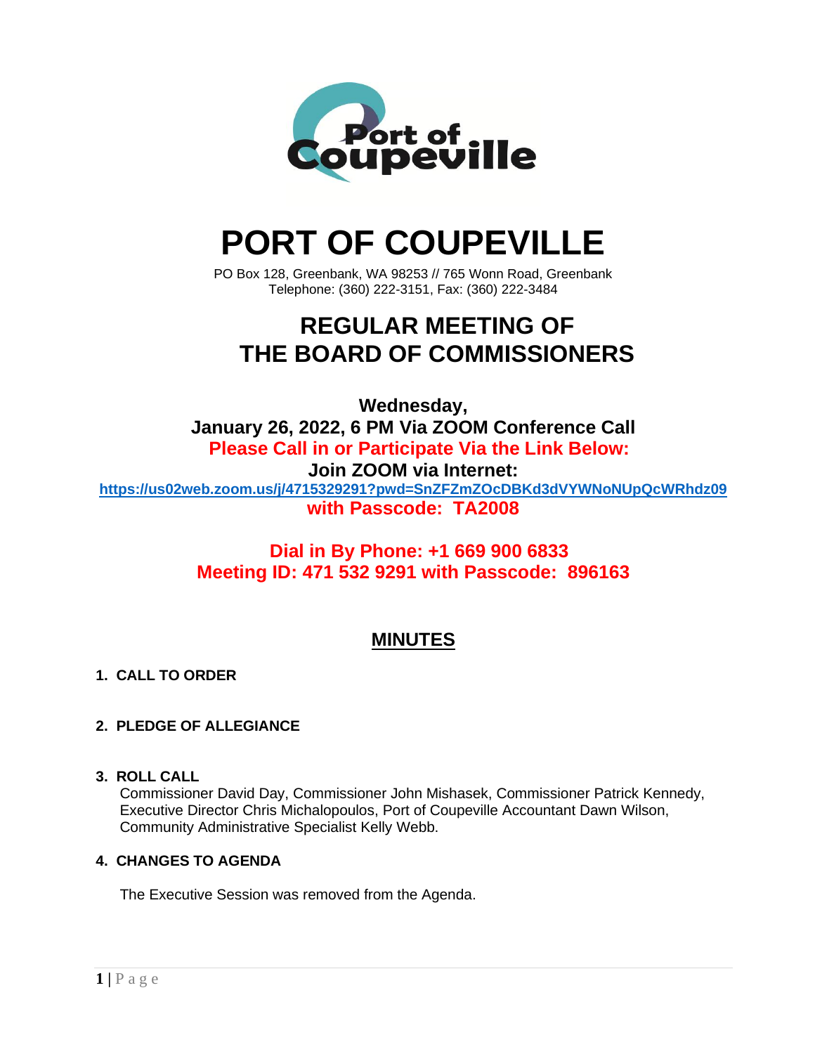# PORT OF COUPEVILLE

PO Box 128, Greenbank, WA 98253 // 765 Wonn Road, Greenbank
Telephone: (360) 222-3151, Fax: (360) 222-3484

## REGULAR MEETING OF THE BOARD OF COMMISSIONERS

**Wednesday,**
**January 26, 2022, 6 PM Via ZOOM Conference Call**
**Please Call in or Participate Via the Link Below:**
**Join ZOOM via Internet:**
**https://us02web.zoom.us/j/4715329291?pwd=SnZFZmZOcDBKd3dVYWNoNUpQcWRhdz09**
**with Passcode: TA2008**

**Dial in By Phone: +1 669 900 6833**
**Meeting ID: 471 532 9291 with Passcode: 896163**

## MINUTES

**1. CALL TO ORDER**

**2. PLEDGE OF ALLEGIANCE**

**3. ROLL CALL**

Commissioner David Day, Commissioner John Mishasek, Commissioner Patrick Kennedy, Executive Director Chris Michalopoulos, Port of Coupeville Accountant Dawn Wilson, Community Administrative Specialist Kelly Webb.

**4. CHANGES TO AGENDA**

The Executive Session was removed from the Agenda.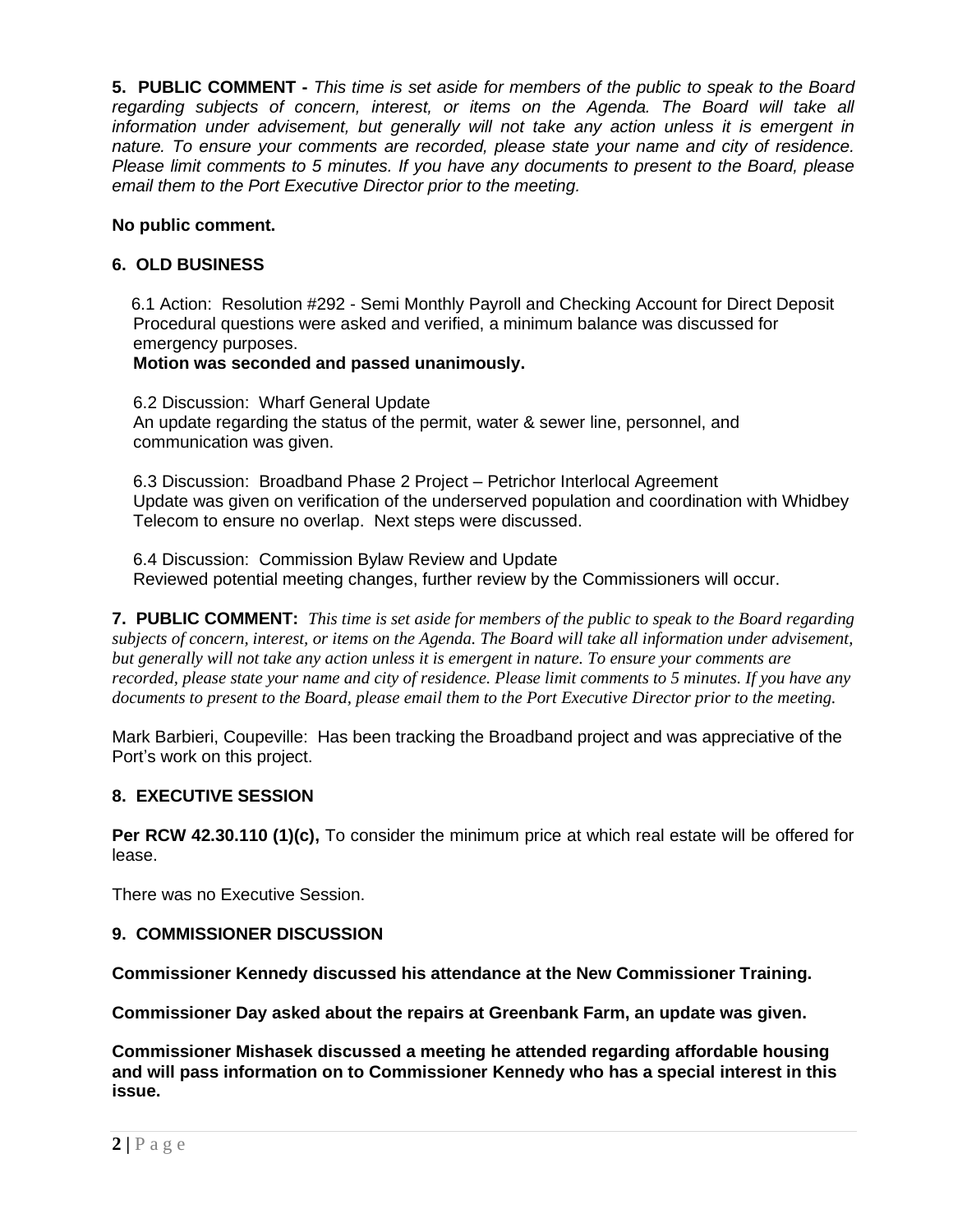**5. PUBLIC COMMENT -** *This time is set aside for members of the public to speak to the Board regarding subjects of concern, interest, or items on the Agenda. The Board will take all information under advisement, but generally will not take any action unless it is emergent in nature. To ensure your comments are recorded, please state your name and city of residence. Please limit comments to 5 minutes. If you have any documents to present to the Board, please email them to the Port Executive Director prior to the meeting.*

**No public comment.**

## 6. OLD BUSINESS

6.1 Action: Resolution #292 - Semi Monthly Payroll and Checking Account for Direct Deposit
Procedural questions were asked and verified, a minimum balance was discussed for emergency purposes.
**Motion was seconded and passed unanimously.**

6.2 Discussion: Wharf General Update
An update regarding the status of the permit, water & sewer line, personnel, and communication was given.

6.3 Discussion: Broadband Phase 2 Project – Petrichor Interlocal Agreement
Update was given on verification of the underserved population and coordination with Whidbey Telecom to ensure no overlap. Next steps were discussed.

6.4 Discussion: Commission Bylaw Review and Update
Reviewed potential meeting changes, further review by the Commissioners will occur.

**7. PUBLIC COMMENT:** *This time is set aside for members of the public to speak to the Board regarding subjects of concern, interest, or items on the Agenda. The Board will take all information under advisement, but generally will not take any action unless it is emergent in nature. To ensure your comments are recorded, please state your name and city of residence. Please limit comments to 5 minutes. If you have any documents to present to the Board, please email them to the Port Executive Director prior to the meeting.*

Mark Barbieri, Coupeville: Has been tracking the Broadband project and was appreciative of the Port's work on this project.

## 8. EXECUTIVE SESSION

**Per RCW 42.30.110 (1)(c),** To consider the minimum price at which real estate will be offered for lease.

There was no Executive Session.

## 9. COMMISSIONER DISCUSSION

**Commissioner Kennedy discussed his attendance at the New Commissioner Training.**

**Commissioner Day asked about the repairs at Greenbank Farm, an update was given.**

**Commissioner Mishasek discussed a meeting he attended regarding affordable housing and will pass information on to Commissioner Kennedy who has a special interest in this issue.**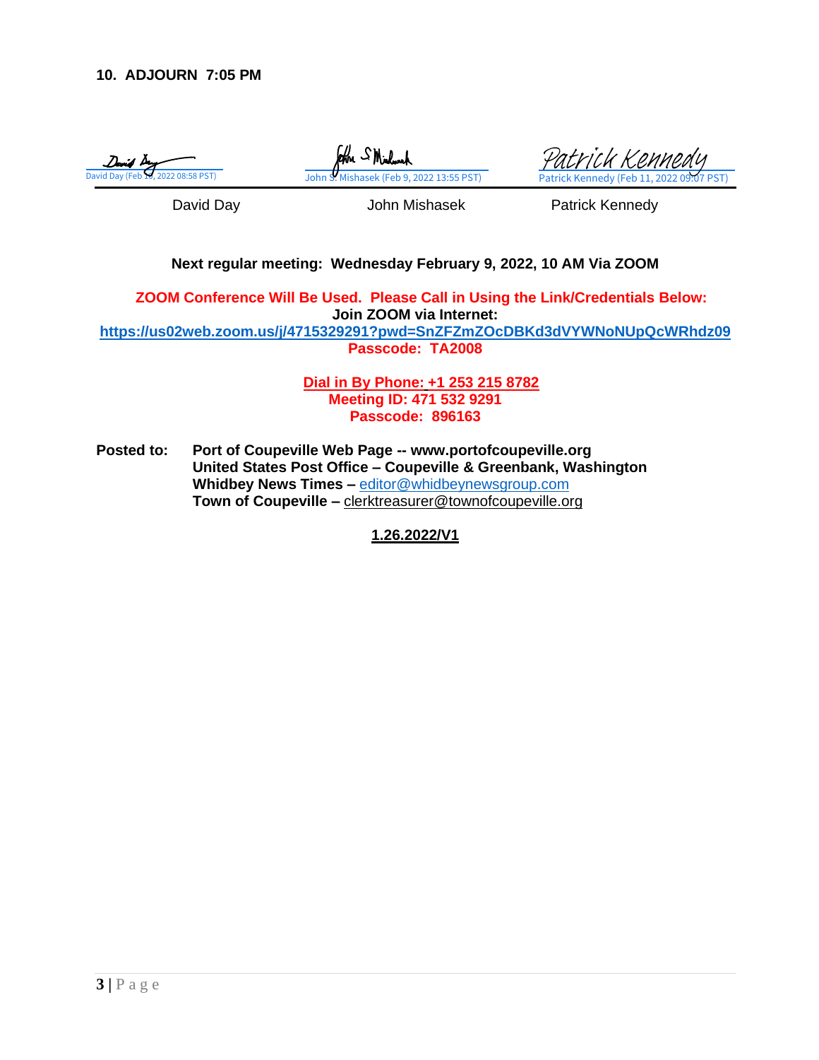**10. ADJOURN 7:05 PM**

| David Day (Feb 10, 2022 08:58 PST) | John S. Mishasek (Feb 9, 2022 13:55 PST) | Patrick Kennedy (Feb 11, 2022 09:07 PST) |
|---|---|---|
| David Day | John Mishasek | Patrick Kennedy |

**Next regular meeting: Wednesday February 9, 2022, 10 AM Via ZOOM**

**ZOOM Conference Will Be Used. Please Call in Using the Link/Credentials Below:**
**Join ZOOM via Internet:**
**https://us02web.zoom.us/j/4715329291?pwd=SnZFZmZOcDBKd3dVYWNoNUpQcWRhdz09**
**Passcode: TA2008**

**Dial in By Phone: +1 253 215 8782**
**Meeting ID: 471 532 9291**
**Passcode: 896163**

**Posted to:** **Port of Coupeville Web Page -- www.portofcoupeville.org**
**United States Post Office – Coupeville & Greenbank, Washington**
**Whidbey News Times –** editor@whidbeynewsgroup.com
**Town of Coupeville –** clerktreasurer@townofcoupeville.org

**1.26.2022/V1**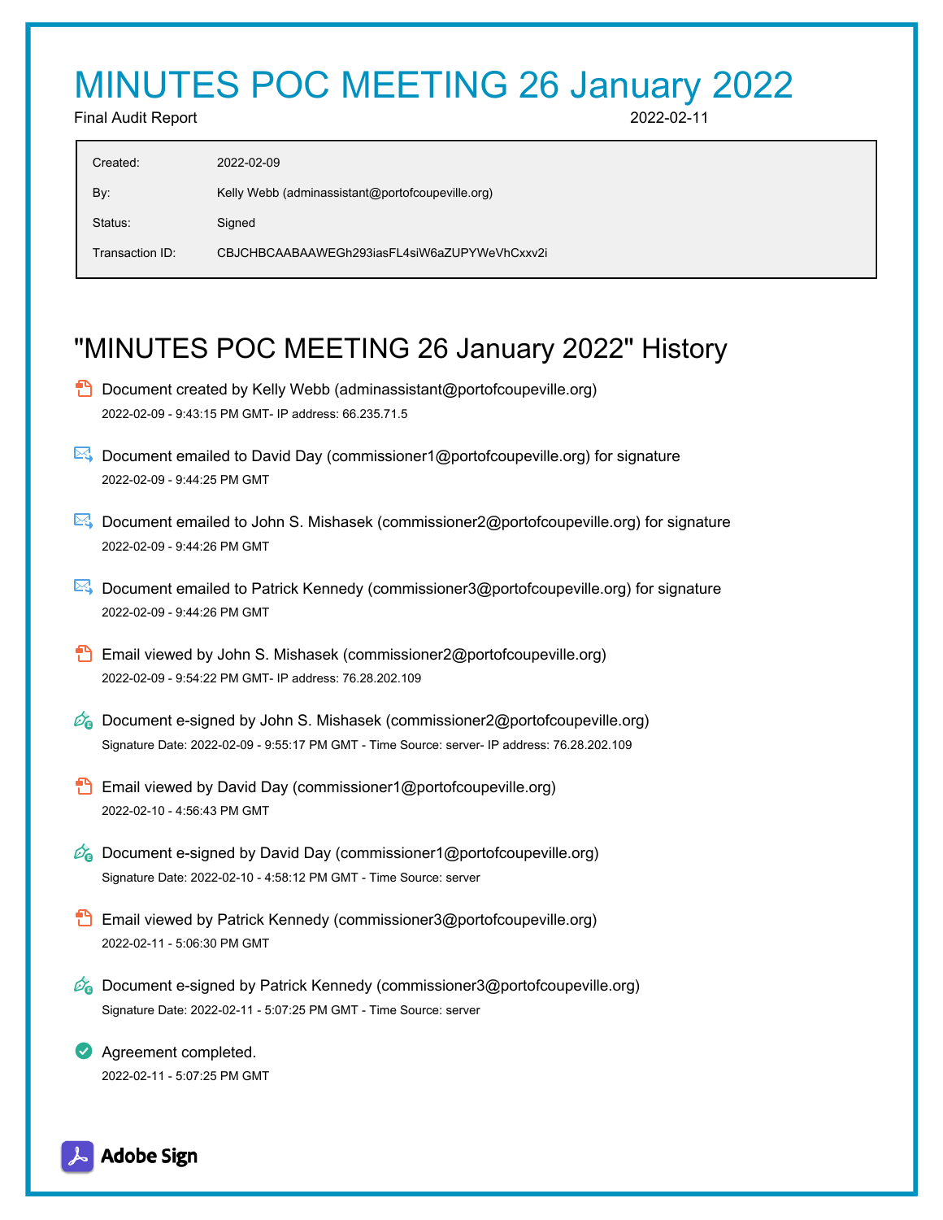# MINUTES POC MEETING 26 January 2022

Final Audit Report 2022-02-11

| | |
|---|---|
| Created: | 2022-02-09 |
| By: | Kelly Webb (adminassistant@portofcoupeville.org) |
| Status: | Signed |
| Transaction ID: | CBJCHBCAABAAWEGh293iasFL4siW6aZUPYWeVhCxxv2i |

## "MINUTES POC MEETING 26 January 2022" History

- Document created by Kelly Webb (adminassistant@portofcoupeville.org)
  2022-02-09 - 9:43:15 PM GMT- IP address: 66.235.71.5

- Document emailed to David Day (commissioner1@portofcoupeville.org) for signature
  2022-02-09 - 9:44:25 PM GMT

- Document emailed to John S. Mishasek (commissioner2@portofcoupeville.org) for signature
  2022-02-09 - 9:44:26 PM GMT

- Document emailed to Patrick Kennedy (commissioner3@portofcoupeville.org) for signature
  2022-02-09 - 9:44:26 PM GMT

- Email viewed by John S. Mishasek (commissioner2@portofcoupeville.org)
  2022-02-09 - 9:54:22 PM GMT- IP address: 76.28.202.109

- Document e-signed by John S. Mishasek (commissioner2@portofcoupeville.org)
  Signature Date: 2022-02-09 - 9:55:17 PM GMT - Time Source: server- IP address: 76.28.202.109

- Email viewed by David Day (commissioner1@portofcoupeville.org)
  2022-02-10 - 4:56:43 PM GMT

- Document e-signed by David Day (commissioner1@portofcoupeville.org)
  Signature Date: 2022-02-10 - 4:58:12 PM GMT - Time Source: server

- Email viewed by Patrick Kennedy (commissioner3@portofcoupeville.org)
  2022-02-11 - 5:06:30 PM GMT

- Document e-signed by Patrick Kennedy (commissioner3@portofcoupeville.org)
  Signature Date: 2022-02-11 - 5:07:25 PM GMT - Time Source: server

- Agreement completed.
  2022-02-11 - 5:07:25 PM GMT

Adobe Sign